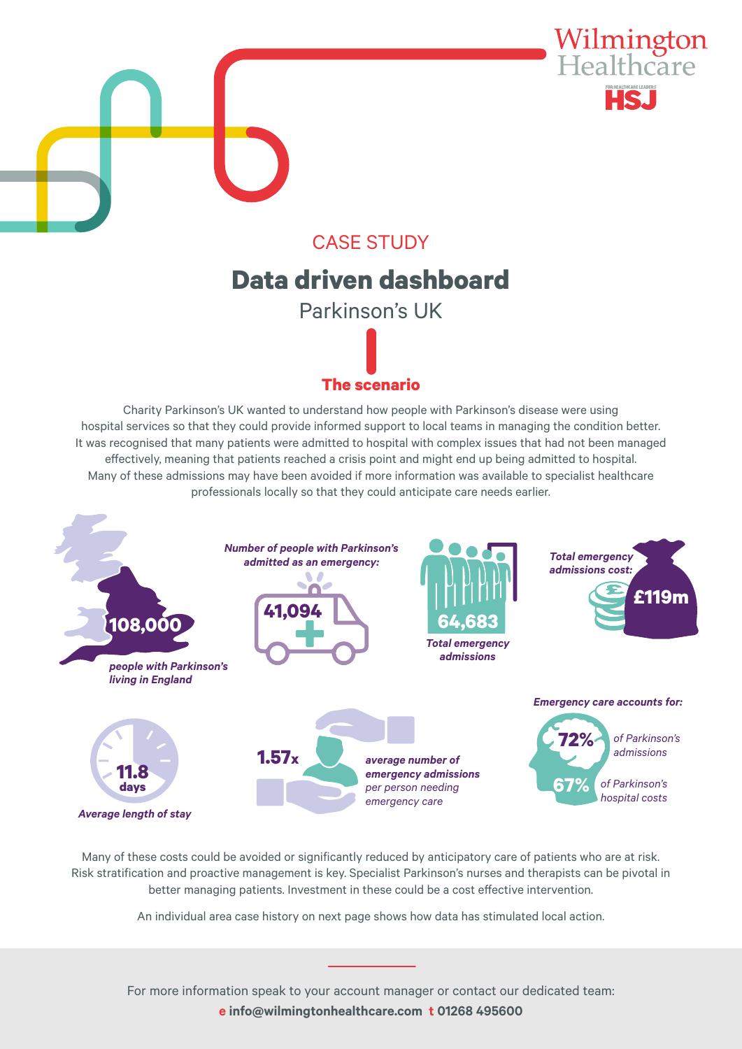CASE STUDY

# Data driven dashboard

Parkinson's UK

## The scenario

Charity Parkinson's UK wanted to understand how people with Parkinson's disease were using hospital services so that they could provide informed support to local teams in managing the condition better. It was recognised that many patients were admitted to hospital with complex issues that had not been managed effectively, meaning that patients reached a crisis point and might end up being admitted to hospital. Many of these admissions may have been avoided if more information was available to specialist healthcare professionals locally so that they could anticipate care needs earlier.

**108,000** *people with Parkinson's living in England*

*Number of people with Parkinson's admitted as an emergency:* **41,094**

**64,683** *Total emergency admissions*

*Total emergency admissions cost:* **£119m**

**11.8 days** *Average length of stay*

**1.57x** *average number of emergency admissions per person needing emergency care*

*Emergency care accounts for:*

- **72%** *of Parkinson's admissions*
- **67%** *of Parkinson's hospital costs*

Many of these costs could be avoided or significantly reduced by anticipatory care of patients who are at risk. Risk stratification and proactive management is key. Specialist Parkinson's nurses and therapists can be pivotal in better managing patients. Investment in these could be a cost effective intervention.

An individual area case history on next page shows how data has stimulated local action.

For more information speak to your account manager or contact our dedicated team:
**e info@wilmingtonhealthcare.com t 01268 495600**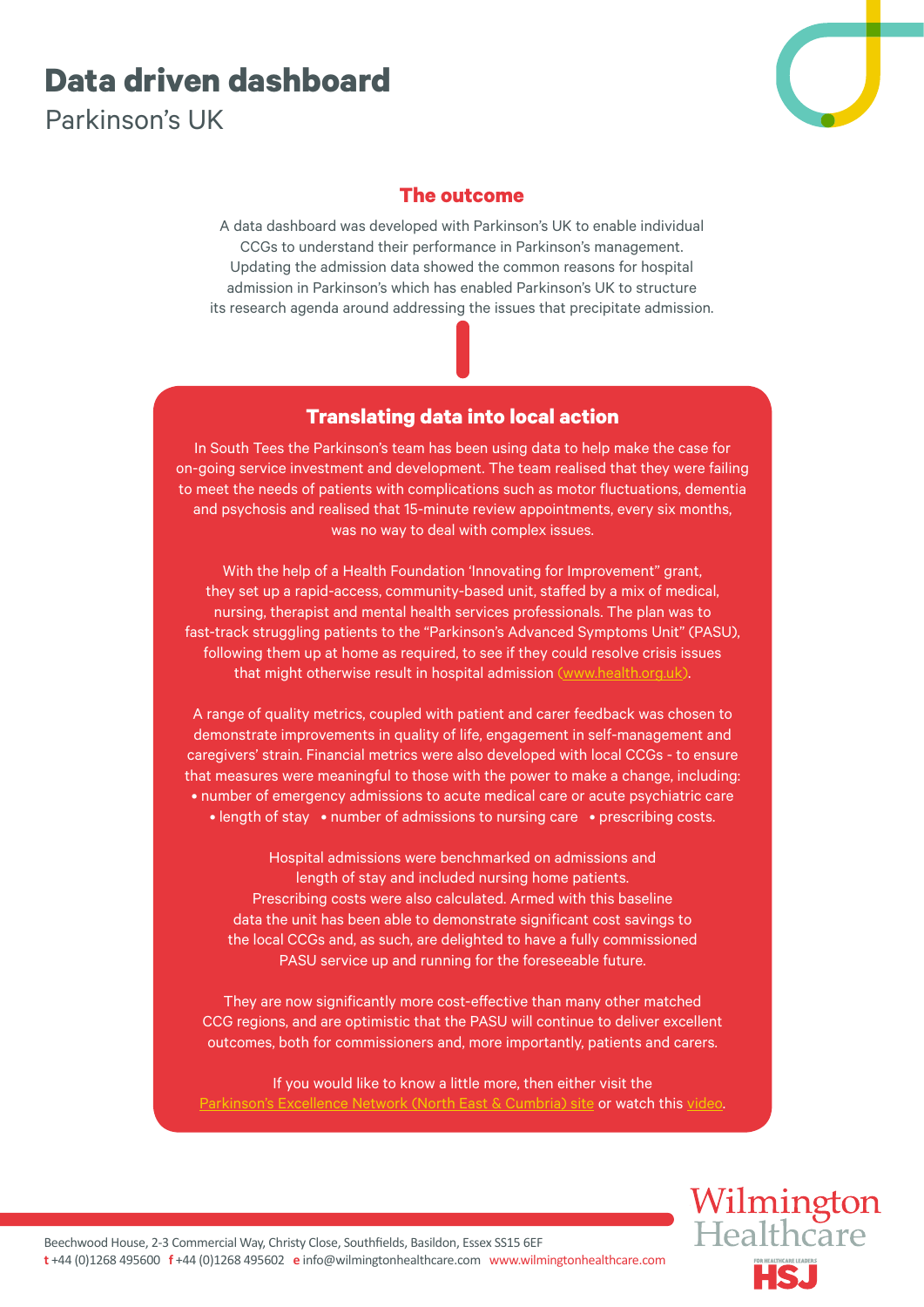# Data driven dashboard

Parkinson's UK

## The outcome

A data dashboard was developed with Parkinson's UK to enable individual CCGs to understand their performance in Parkinson's management. Updating the admission data showed the common reasons for hospital admission in Parkinson's which has enabled Parkinson's UK to structure its research agenda around addressing the issues that precipitate admission.

## Translating data into local action

In South Tees the Parkinson's team has been using data to help make the case for on-going service investment and development. The team realised that they were failing to meet the needs of patients with complications such as motor fluctuations, dementia and psychosis and realised that 15-minute review appointments, every six months, was no way to deal with complex issues.

With the help of a Health Foundation 'Innovating for Improvement" grant, they set up a rapid-access, community-based unit, staffed by a mix of medical, nursing, therapist and mental health services professionals. The plan was to fast-track struggling patients to the "Parkinson's Advanced Symptoms Unit" (PASU), following them up at home as required, to see if they could resolve crisis issues that might otherwise result in hospital admission (www.health.org.uk).

A range of quality metrics, coupled with patient and carer feedback was chosen to demonstrate improvements in quality of life, engagement in self-management and caregivers' strain. Financial metrics were also developed with local CCGs - to ensure that measures were meaningful to those with the power to make a change, including:

- number of emergency admissions to acute medical care or acute psychiatric care
- length of stay
- number of admissions to nursing care
- prescribing costs.

Hospital admissions were benchmarked on admissions and length of stay and included nursing home patients. Prescribing costs were also calculated. Armed with this baseline data the unit has been able to demonstrate significant cost savings to the local CCGs and, as such, are delighted to have a fully commissioned PASU service up and running for the foreseeable future.

They are now significantly more cost-effective than many other matched CCG regions, and are optimistic that the PASU will continue to deliver excellent outcomes, both for commissioners and, more importantly, patients and carers.

If you would like to know a little more, then either visit the Parkinson's Excellence Network (North East & Cumbria) site or watch this video.

Beechwood House, 2-3 Commercial Way, Christy Close, Southfields, Basildon, Essex SS15 6EF
t +44 (0)1268 495600 f +44 (0)1268 495602 e info@wilmingtonhealthcare.com www.wilmingtonhealthcare.com

Wilmington Healthcare

HSJ